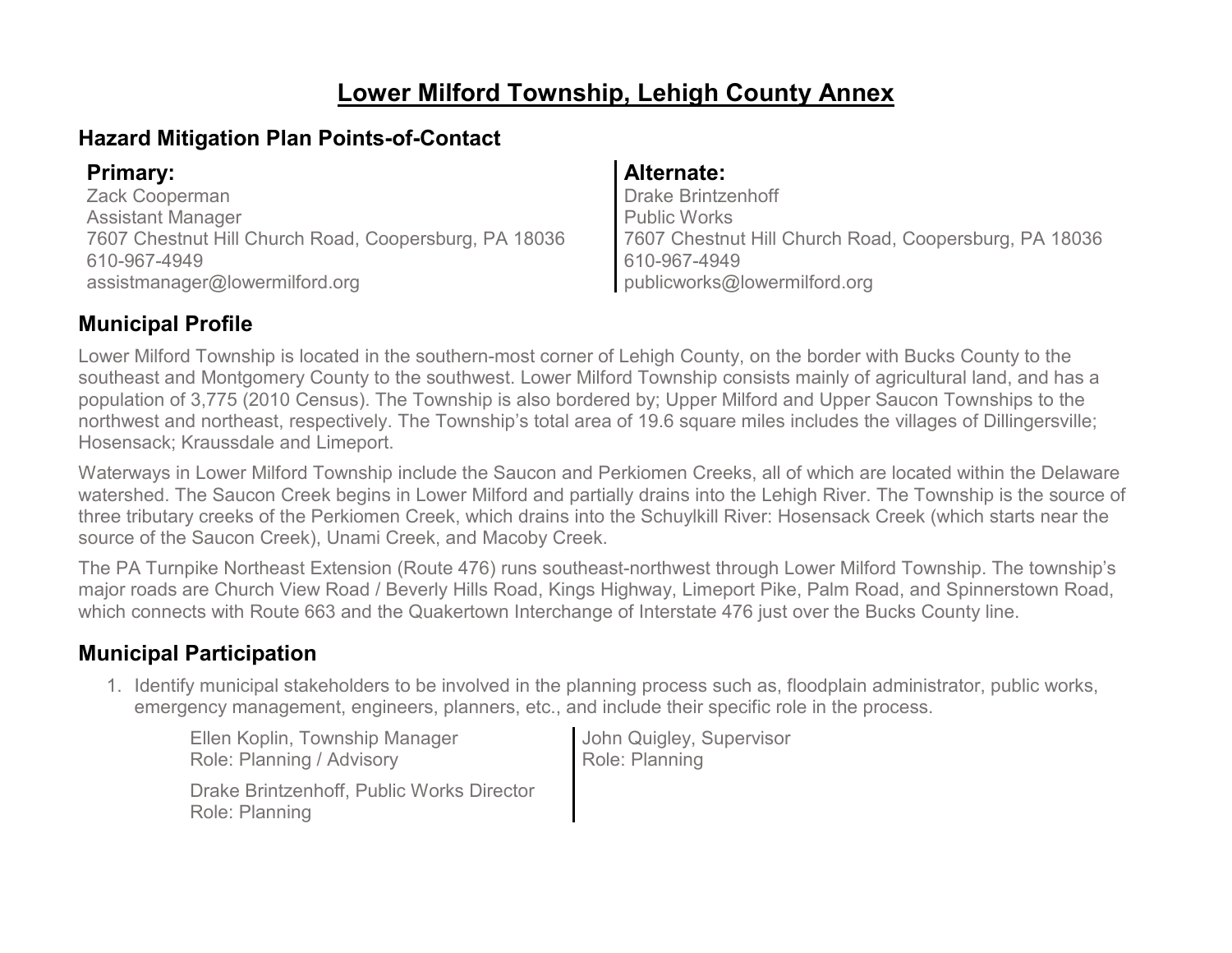# Lower Milford Township, Lehigh County Annex

## Hazard Mitigation Plan Points-of-Contact

### Primary:

Zack Cooperman
Assistant Manager
7607 Chestnut Hill Church Road, Coopersburg, PA 18036
610-967-4949
assistmanager@lowermilford.org

### Alternate:

Drake Brintzenhoff
Public Works
7607 Chestnut Hill Church Road, Coopersburg, PA 18036
610-967-4949
publicworks@lowermilford.org

## Municipal Profile

Lower Milford Township is located in the southern-most corner of Lehigh County, on the border with Bucks County to the southeast and Montgomery County to the southwest. Lower Milford Township consists mainly of agricultural land, and has a population of 3,775 (2010 Census). The Township is also bordered by; Upper Milford and Upper Saucon Townships to the northwest and northeast, respectively. The Township's total area of 19.6 square miles includes the villages of Dillingersville; Hosensack; Kraussdale and Limeport.

Waterways in Lower Milford Township include the Saucon and Perkiomen Creeks, all of which are located within the Delaware watershed. The Saucon Creek begins in Lower Milford and partially drains into the Lehigh River. The Township is the source of three tributary creeks of the Perkiomen Creek, which drains into the Schuylkill River: Hosensack Creek (which starts near the source of the Saucon Creek), Unami Creek, and Macoby Creek.

The PA Turnpike Northeast Extension (Route 476) runs southeast-northwest through Lower Milford Township. The township's major roads are Church View Road / Beverly Hills Road, Kings Highway, Limeport Pike, Palm Road, and Spinnerstown Road, which connects with Route 663 and the Quakertown Interchange of Interstate 476 just over the Bucks County line.

## Municipal Participation

1. Identify municipal stakeholders to be involved in the planning process such as, floodplain administrator, public works, emergency management, engineers, planners, etc., and include their specific role in the process.

   Ellen Koplin, Township Manager
   Role: Planning / Advisory

   Drake Brintzenhoff, Public Works Director
   Role: Planning

   John Quigley, Supervisor
   Role: Planning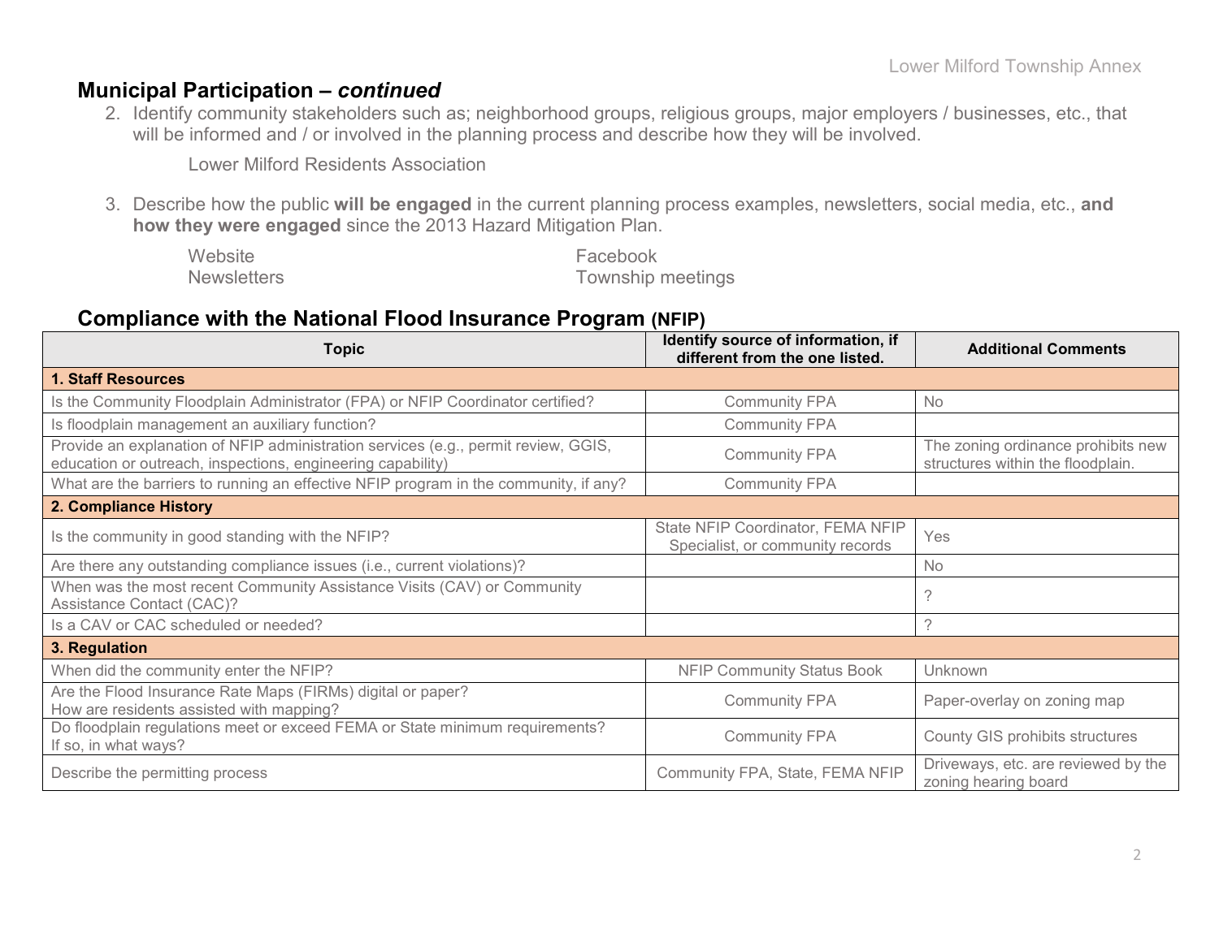## Municipal Participation – *continued*

2. Identify community stakeholders such as; neighborhood groups, religious groups, major employers / businesses, etc., that will be informed and / or involved in the planning process and describe how they will be involved.

   Lower Milford Residents Association

3. Describe how the public **will be engaged** in the current planning process examples, newsletters, social media, etc., **and how they were engaged** since the 2013 Hazard Mitigation Plan.

   Website
   Newsletters
   Facebook
   Township meetings

## Compliance with the National Flood Insurance Program (NFIP)

| Topic | Identify source of information, if different from the one listed. | Additional Comments |
|---|---|---|
| **1. Staff Resources** | | |
| Is the Community Floodplain Administrator (FPA) or NFIP Coordinator certified? | Community FPA | No |
| Is floodplain management an auxiliary function? | Community FPA | |
| Provide an explanation of NFIP administration services (e.g., permit review, GGIS, education or outreach, inspections, engineering capability) | Community FPA | The zoning ordinance prohibits new structures within the floodplain. |
| What are the barriers to running an effective NFIP program in the community, if any? | Community FPA | |
| **2. Compliance History** | | |
| Is the community in good standing with the NFIP? | State NFIP Coordinator, FEMA NFIP Specialist, or community records | Yes |
| Are there any outstanding compliance issues (i.e., current violations)? | | No |
| When was the most recent Community Assistance Visits (CAV) or Community Assistance Contact (CAC)? | | ? |
| Is a CAV or CAC scheduled or needed? | | ? |
| **3. Regulation** | | |
| When did the community enter the NFIP? | NFIP Community Status Book | Unknown |
| Are the Flood Insurance Rate Maps (FIRMs) digital or paper? How are residents assisted with mapping? | Community FPA | Paper-overlay on zoning map |
| Do floodplain regulations meet or exceed FEMA or State minimum requirements? If so, in what ways? | Community FPA | County GIS prohibits structures |
| Describe the permitting process | Community FPA, State, FEMA NFIP | Driveways, etc. are reviewed by the zoning hearing board |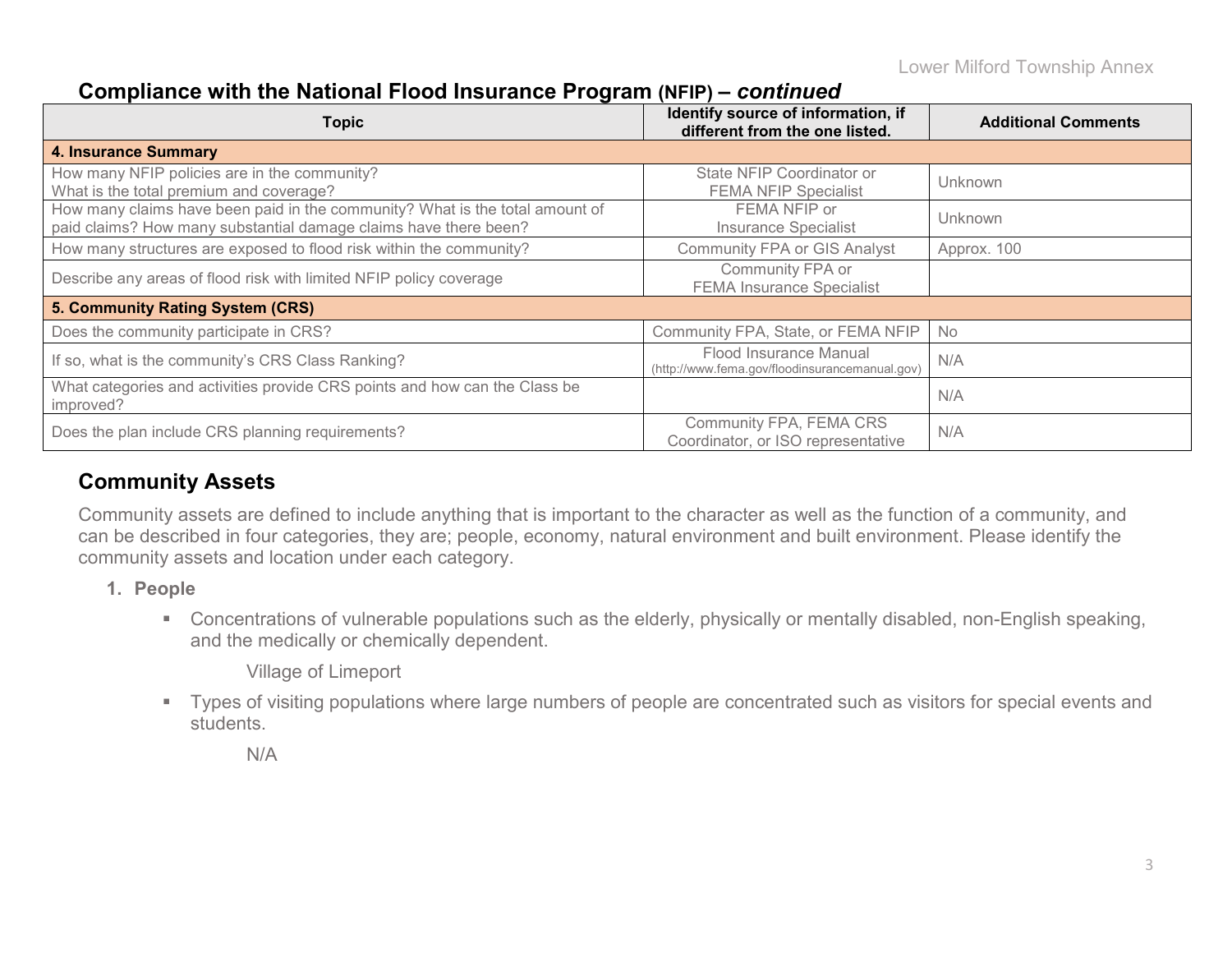## Compliance with the National Flood Insurance Program (NFIP) – *continued*

| Topic | Identify source of information, if different from the one listed. | Additional Comments |
|---|---|---|
| **4. Insurance Summary** | | |
| How many NFIP policies are in the community? What is the total premium and coverage? | State NFIP Coordinator or FEMA NFIP Specialist | Unknown |
| How many claims have been paid in the community? What is the total amount of paid claims? How many substantial damage claims have there been? | FEMA NFIP or Insurance Specialist | Unknown |
| How many structures are exposed to flood risk within the community? | Community FPA or GIS Analyst | Approx. 100 |
| Describe any areas of flood risk with limited NFIP policy coverage | Community FPA or FEMA Insurance Specialist | |
| **5. Community Rating System (CRS)** | | |
| Does the community participate in CRS? | Community FPA, State, or FEMA NFIP | No |
| If so, what is the community's CRS Class Ranking? | Flood Insurance Manual (http://www.fema.gov/floodinsurancemanual.gov) | N/A |
| What categories and activities provide CRS points and how can the Class be improved? | | N/A |
| Does the plan include CRS planning requirements? | Community FPA, FEMA CRS Coordinator, or ISO representative | N/A |

## Community Assets

Community assets are defined to include anything that is important to the character as well as the function of a community, and can be described in four categories, they are; people, economy, natural environment and built environment. Please identify the community assets and location under each category.

1. **People**
   - Concentrations of vulnerable populations such as the elderly, physically or mentally disabled, non-English speaking, and the medically or chemically dependent.

     Village of Limeport

   - Types of visiting populations where large numbers of people are concentrated such as visitors for special events and students.

     N/A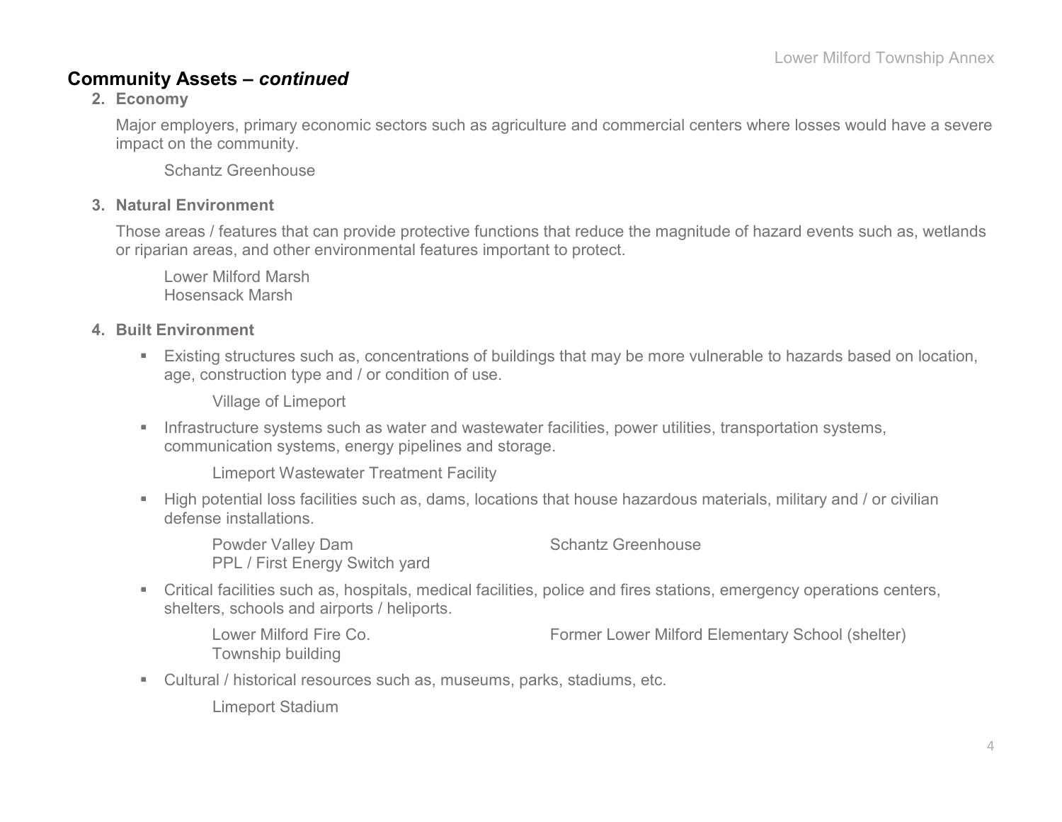## Community Assets – *continued*

### 2. Economy

Major employers, primary economic sectors such as agriculture and commercial centers where losses would have a severe impact on the community.

Schantz Greenhouse

### 3. Natural Environment

Those areas / features that can provide protective functions that reduce the magnitude of hazard events such as, wetlands or riparian areas, and other environmental features important to protect.

Lower Milford Marsh
Hosensack Marsh

### 4. Built Environment

- Existing structures such as, concentrations of buildings that may be more vulnerable to hazards based on location, age, construction type and / or condition of use.

  Village of Limeport

- Infrastructure systems such as water and wastewater facilities, power utilities, transportation systems, communication systems, energy pipelines and storage.

  Limeport Wastewater Treatment Facility

- High potential loss facilities such as, dams, locations that house hazardous materials, military and / or civilian defense installations.

  Powder Valley Dam
  PPL / First Energy Switch yard
  Schantz Greenhouse

- Critical facilities such as, hospitals, medical facilities, police and fires stations, emergency operations centers, shelters, schools and airports / heliports.

  Lower Milford Fire Co.
  Township building
  Former Lower Milford Elementary School (shelter)

- Cultural / historical resources such as, museums, parks, stadiums, etc.

  Limeport Stadium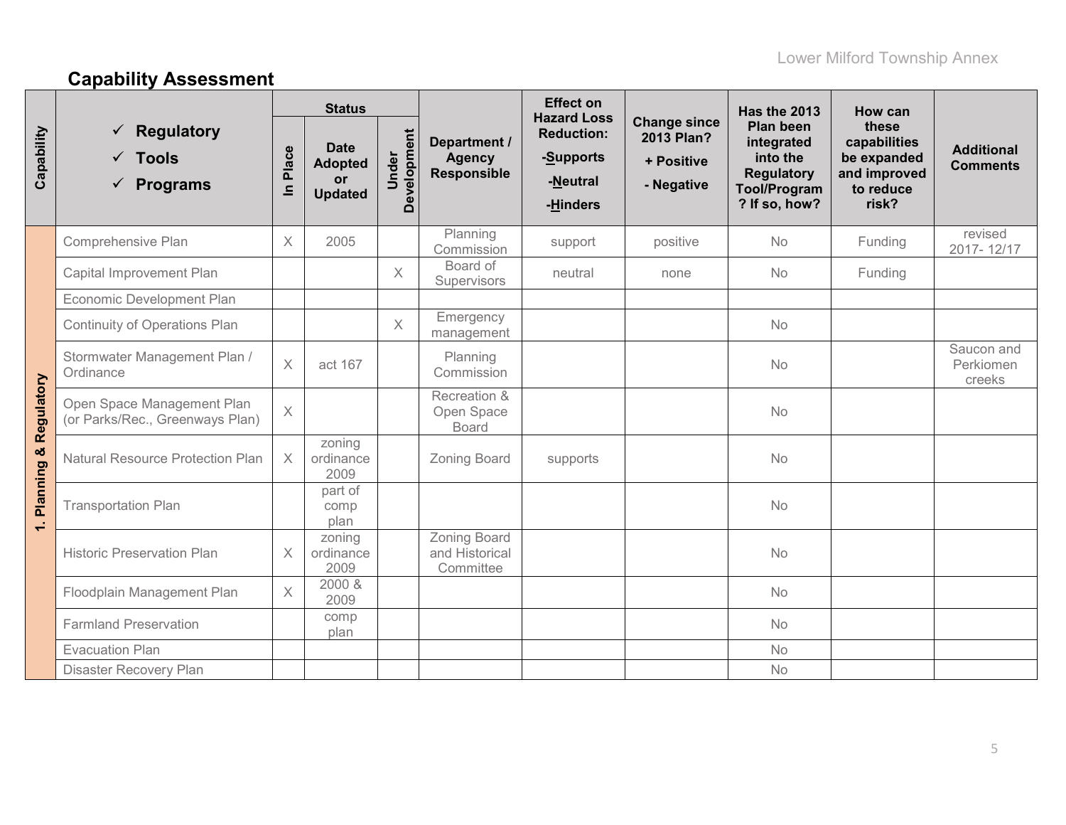## Capability Assessment

| Capability | ✓ Regulatory ✓ Tools ✓ Programs | Status | | | Department / Agency Responsible | Effect on Hazard Loss Reduction: -Supports -Neutral -Hinders | Change since 2013 Plan? + Positive - Negative | Has the 2013 Plan been integrated into the Regulatory Tool/Program? If so, how? | How can these capabilities be expanded and improved to reduce risk? | Additional Comments |
|---|---|---|---|---|---|---|---|---|---|---|
| | | In Place | Date Adopted or Updated | Under Development | | | | | | |
| 1. Planning & Regulatory | Comprehensive Plan | X | 2005 | | Planning Commission | support | positive | No | Funding | revised 2017- 12/17 |
| | Capital Improvement Plan | | | X | Board of Supervisors | neutral | none | No | Funding | |
| | Economic Development Plan | | | | | | | | | |
| | Continuity of Operations Plan | | | X | Emergency management | | | No | | |
| | Stormwater Management Plan / Ordinance | X | act 167 | | Planning Commission | | | No | | Saucon and Perkiomen creeks |
| | Open Space Management Plan (or Parks/Rec., Greenways Plan) | X | | | Recreation & Open Space Board | | | No | | |
| | Natural Resource Protection Plan | X | zoning ordinance 2009 | | Zoning Board | supports | | No | | |
| | Transportation Plan | | part of comp plan | | | | | No | | |
| | Historic Preservation Plan | X | zoning ordinance 2009 | | Zoning Board and Historical Committee | | | No | | |
| | Floodplain Management Plan | X | 2000 & 2009 | | | | | No | | |
| | Farmland Preservation | | comp plan | | | | | No | | |
| | Evacuation Plan | | | | | | | No | | |
| | Disaster Recovery Plan | | | | | | | No | | |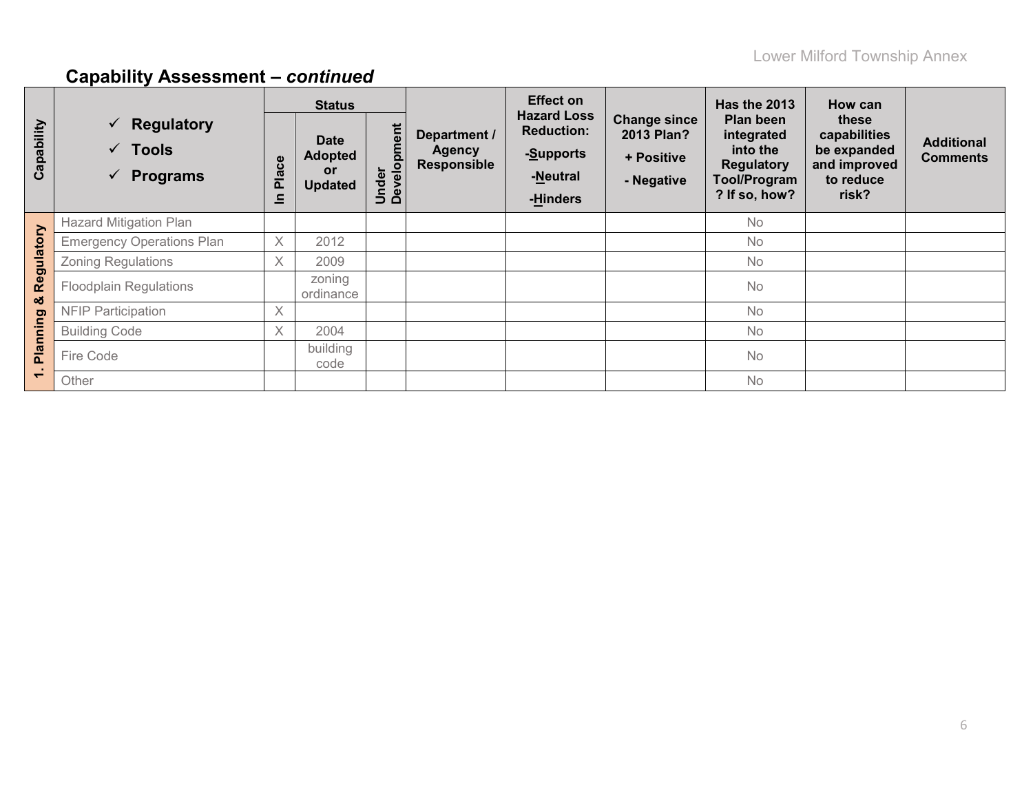## Capability Assessment – *continued*

| Capability | ✓ Regulatory<br>✓ Tools<br>✓ Programs | Status | | | Department / Agency Responsible | Effect on Hazard Loss Reduction:<br>-Supports<br>-Neutral<br>-Hinders | Change since 2013 Plan?<br>+ Positive<br>- Negative | Has the 2013 Plan been integrated into the Regulatory Tool/Program? If so, how? | How can these capabilities be expanded and improved to reduce risk? | Additional Comments |
|---|---|---|---|---|---|---|---|---|---|---|
| | | In Place | Date Adopted or Updated | Under Development | | | | | | |
| 1. Planning & Regulatory | Hazard Mitigation Plan | | | | | | | No | | |
| | Emergency Operations Plan | X | 2012 | | | | | No | | |
| | Zoning Regulations | X | 2009 | | | | | No | | |
| | Floodplain Regulations | | zoning ordinance | | | | | No | | |
| | NFIP Participation | X | | | | | | No | | |
| | Building Code | X | 2004 | | | | | No | | |
| | Fire Code | | building code | | | | | No | | |
| | Other | | | | | | | No | | |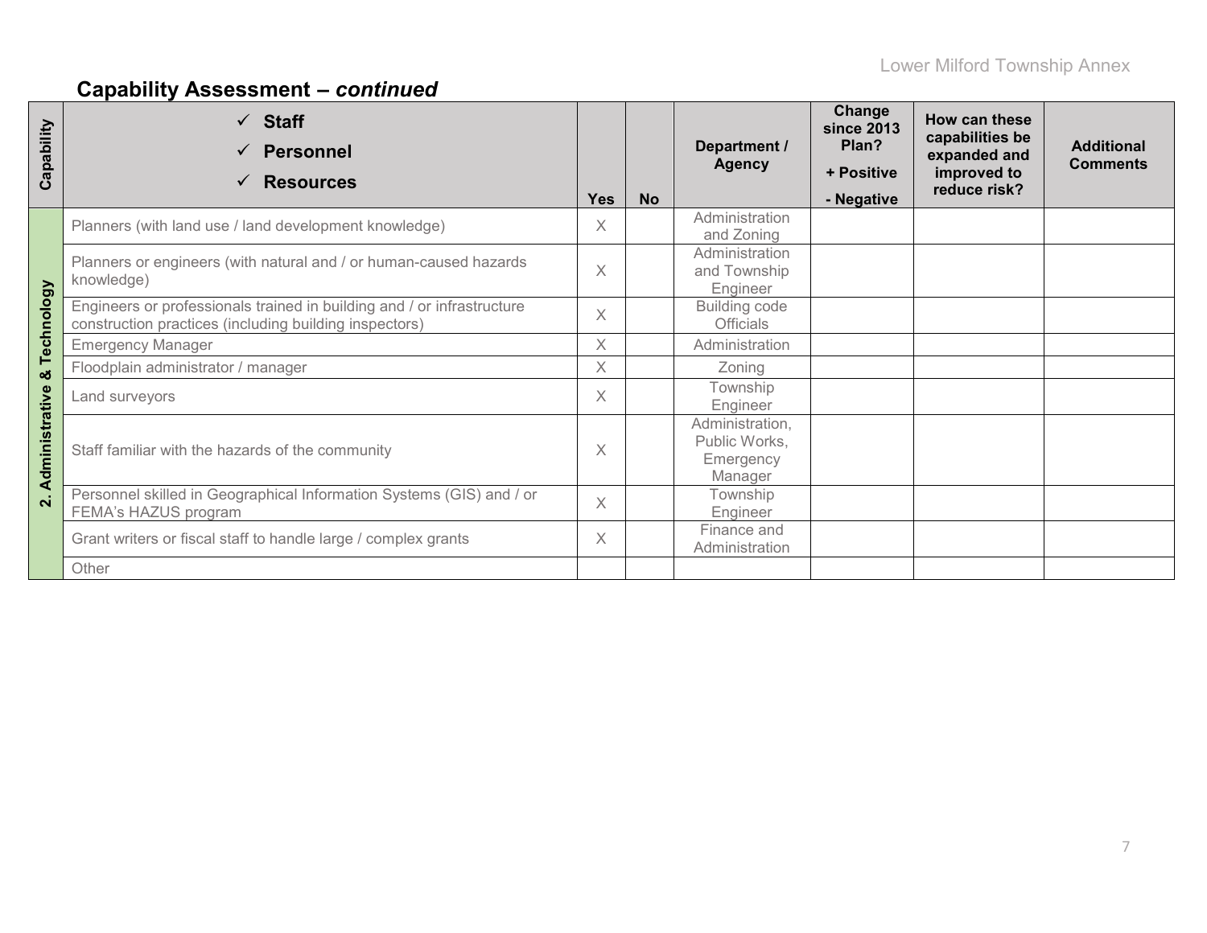## Capability Assessment – *continued*

| Capability | ✓ **Staff** ✓ **Personnel** ✓ **Resources** | Yes | No | Department / Agency | Change since 2013 Plan? + Positive - Negative | How can these capabilities be expanded and improved to reduce risk? | Additional Comments |
|---|---|---|---|---|---|---|---|
| 2. Administrative & Technology | Planners (with land use / land development knowledge) | X | | Administration and Zoning | | | |
| | Planners or engineers (with natural and / or human-caused hazards knowledge) | X | | Administration and Township Engineer | | | |
| | Engineers or professionals trained in building and / or infrastructure construction practices (including building inspectors) | X | | Building code Officials | | | |
| | Emergency Manager | X | | Administration | | | |
| | Floodplain administrator / manager | X | | Zoning | | | |
| | Land surveyors | X | | Township Engineer | | | |
| | Staff familiar with the hazards of the community | X | | Administration, Public Works, Emergency Manager | | | |
| | Personnel skilled in Geographical Information Systems (GIS) and / or FEMA's HAZUS program | X | | Township Engineer | | | |
| | Grant writers or fiscal staff to handle large / complex grants | X | | Finance and Administration | | | |
| | Other | | | | | | |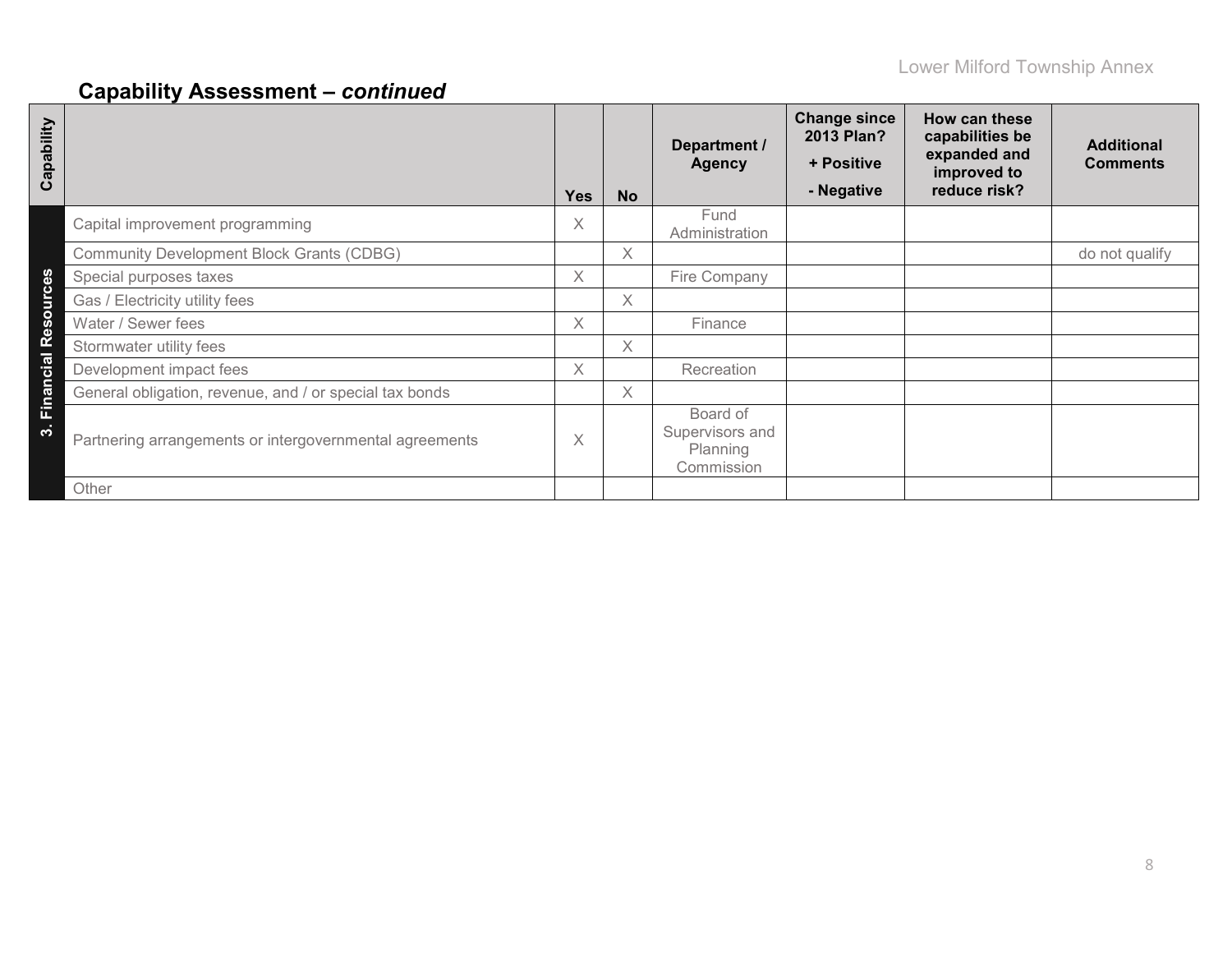## Capability Assessment – *continued*

| Capability | | Yes | No | Department / Agency | Change since 2013 Plan? + Positive - Negative | How can these capabilities be expanded and improved to reduce risk? | Additional Comments |
|---|---|---|---|---|---|---|---|
| 3. Financial Resources | Capital improvement programming | X | | Fund Administration | | | |
| | Community Development Block Grants (CDBG) | | X | | | | do not qualify |
| | Special purposes taxes | X | | Fire Company | | | |
| | Gas / Electricity utility fees | | X | | | | |
| | Water / Sewer fees | X | | Finance | | | |
| | Stormwater utility fees | | X | | | | |
| | Development impact fees | X | | Recreation | | | |
| | General obligation, revenue, and / or special tax bonds | | X | | | | |
| | Partnering arrangements or intergovernmental agreements | X | | Board of Supervisors and Planning Commission | | | |
| | Other | | | | | | |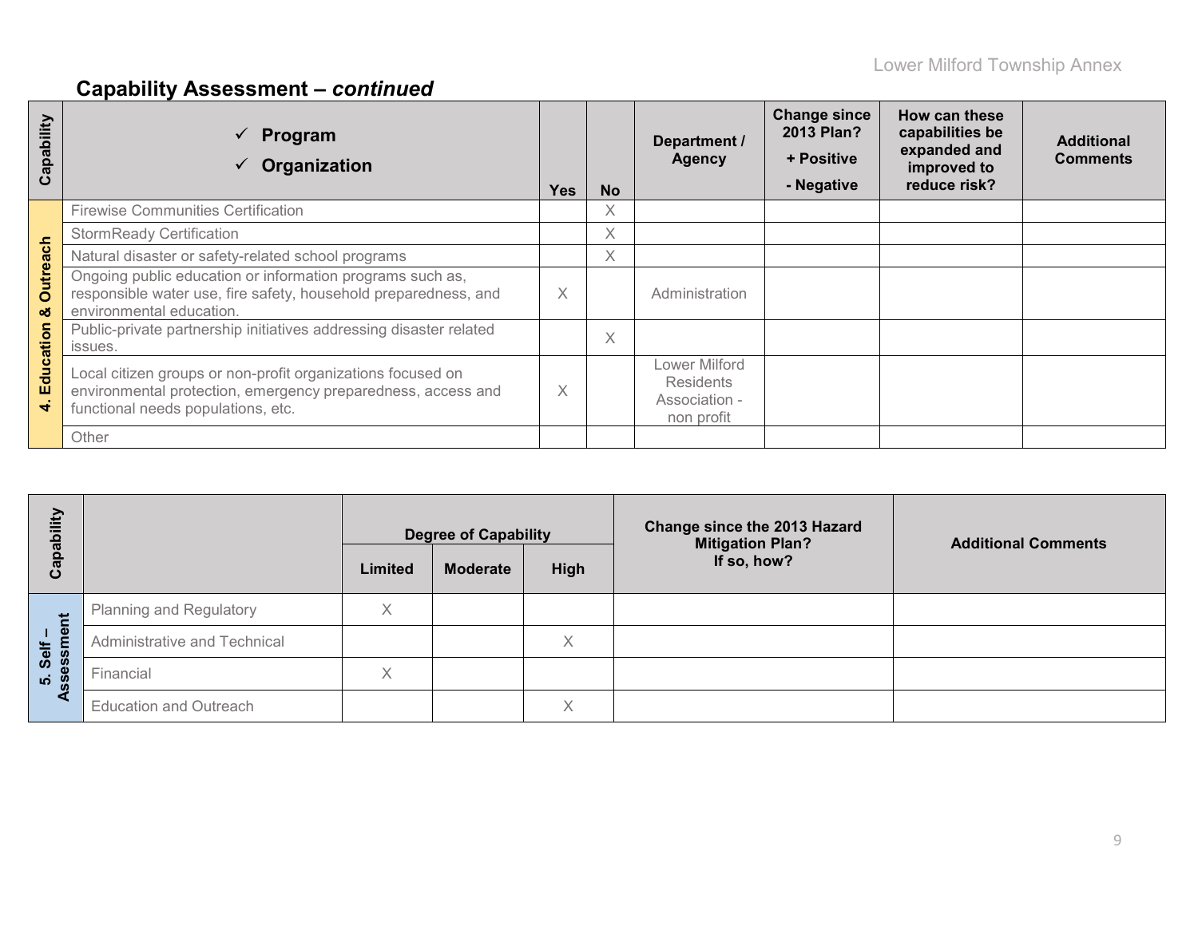## Capability Assessment – *continued*

| Capability | ✓ Program<br>✓ Organization | Yes | No | Department / Agency | Change since 2013 Plan?<br>+ Positive<br>- Negative | How can these capabilities be expanded and improved to reduce risk? | Additional Comments |
|---|---|---|---|---|---|---|---|
| 4. Education & Outreach | Firewise Communities Certification | | X | | | | |
| | StormReady Certification | | X | | | | |
| | Natural disaster or safety-related school programs | | X | | | | |
| | Ongoing public education or information programs such as, responsible water use, fire safety, household preparedness, and environmental education. | X | | Administration | | | |
| | Public-private partnership initiatives addressing disaster related issues. | | X | | | | |
| | Local citizen groups or non-profit organizations focused on environmental protection, emergency preparedness, access and functional needs populations, etc. | X | | Lower Milford Residents Association - non profit | | | |
| | Other | | | | | | |

| Capability | | Degree of Capability | | | Change since the 2013 Hazard Mitigation Plan? If so, how? | Additional Comments |
|---|---|---|---|---|---|---|
| | | Limited | Moderate | High | | |
| 5. Self – Assessment | Planning and Regulatory | X | | | | |
| | Administrative and Technical | | | X | | |
| | Financial | X | | | | |
| | Education and Outreach | | | X | | |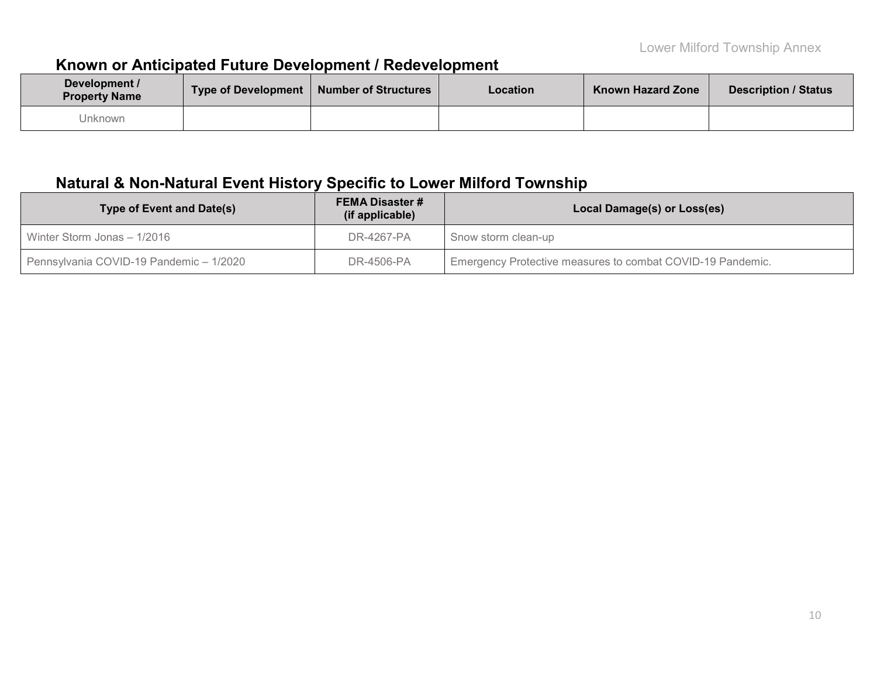## Known or Anticipated Future Development / Redevelopment

| Development / Property Name | Type of Development | Number of Structures | Location | Known Hazard Zone | Description / Status |
|---|---|---|---|---|---|
| Unknown | | | | | |

## Natural & Non-Natural Event History Specific to Lower Milford Township

| Type of Event and Date(s) | FEMA Disaster # (if applicable) | Local Damage(s) or Loss(es) |
|---|---|---|
| Winter Storm Jonas – 1/2016 | DR-4267-PA | Snow storm clean-up |
| Pennsylvania COVID-19 Pandemic – 1/2020 | DR-4506-PA | Emergency Protective measures to combat COVID-19 Pandemic. |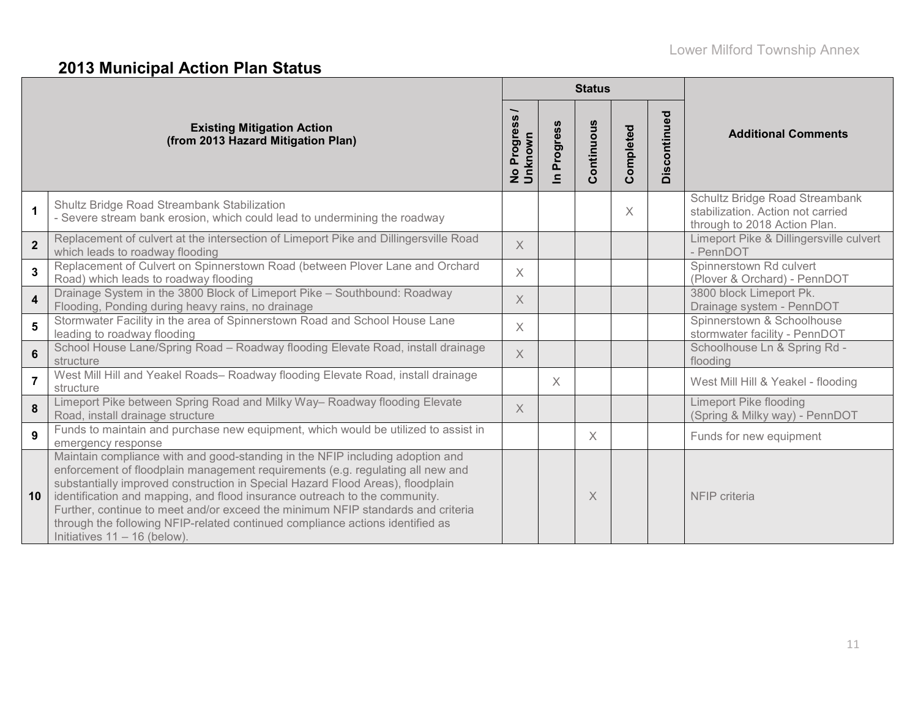## 2013 Municipal Action Plan Status

| | Existing Mitigation Action (from 2013 Hazard Mitigation Plan) | Status | | | | | Additional Comments |
|---|---|---|---|---|---|---|---|
| | | No Progress / Unknown | In Progress | Continuous | Completed | Discontinued | |
| **1** | Shultz Bridge Road Streambank Stabilization - Severe stream bank erosion, which could lead to undermining the roadway | | | | X | | Schultz Bridge Road Streambank stabilization. Action not carried through to 2018 Action Plan. |
| **2** | Replacement of culvert at the intersection of Limeport Pike and Dillingersville Road which leads to roadway flooding | X | | | | | Limeport Pike & Dillingersville culvert - PennDOT |
| **3** | Replacement of Culvert on Spinnerstown Road (between Plover Lane and Orchard Road) which leads to roadway flooding | X | | | | | Spinnerstown Rd culvert (Plover & Orchard) - PennDOT |
| **4** | Drainage System in the 3800 Block of Limeport Pike – Southbound: Roadway Flooding, Ponding during heavy rains, no drainage | X | | | | | 3800 block Limeport Pk. Drainage system - PennDOT |
| **5** | Stormwater Facility in the area of Spinnerstown Road and School House Lane leading to roadway flooding | X | | | | | Spinnerstown & Schoolhouse stormwater facility - PennDOT |
| **6** | School House Lane/Spring Road – Roadway flooding Elevate Road, install drainage structure | X | | | | | Schoolhouse Ln & Spring Rd - flooding |
| **7** | West Mill Hill and Yeakel Roads– Roadway flooding Elevate Road, install drainage structure | | X | | | | West Mill Hill & Yeakel - flooding |
| **8** | Limeport Pike between Spring Road and Milky Way– Roadway flooding Elevate Road, install drainage structure | X | | | | | Limeport Pike flooding (Spring & Milky way) - PennDOT |
| **9** | Funds to maintain and purchase new equipment, which would be utilized to assist in emergency response | | | X | | | Funds for new equipment |
| **10** | Maintain compliance with and good-standing in the NFIP including adoption and enforcement of floodplain management requirements (e.g. regulating all new and substantially improved construction in Special Hazard Flood Areas), floodplain identification and mapping, and flood insurance outreach to the community. Further, continue to meet and/or exceed the minimum NFIP standards and criteria through the following NFIP-related continued compliance actions identified as Initiatives 11 – 16 (below). | | | X | | | NFIP criteria |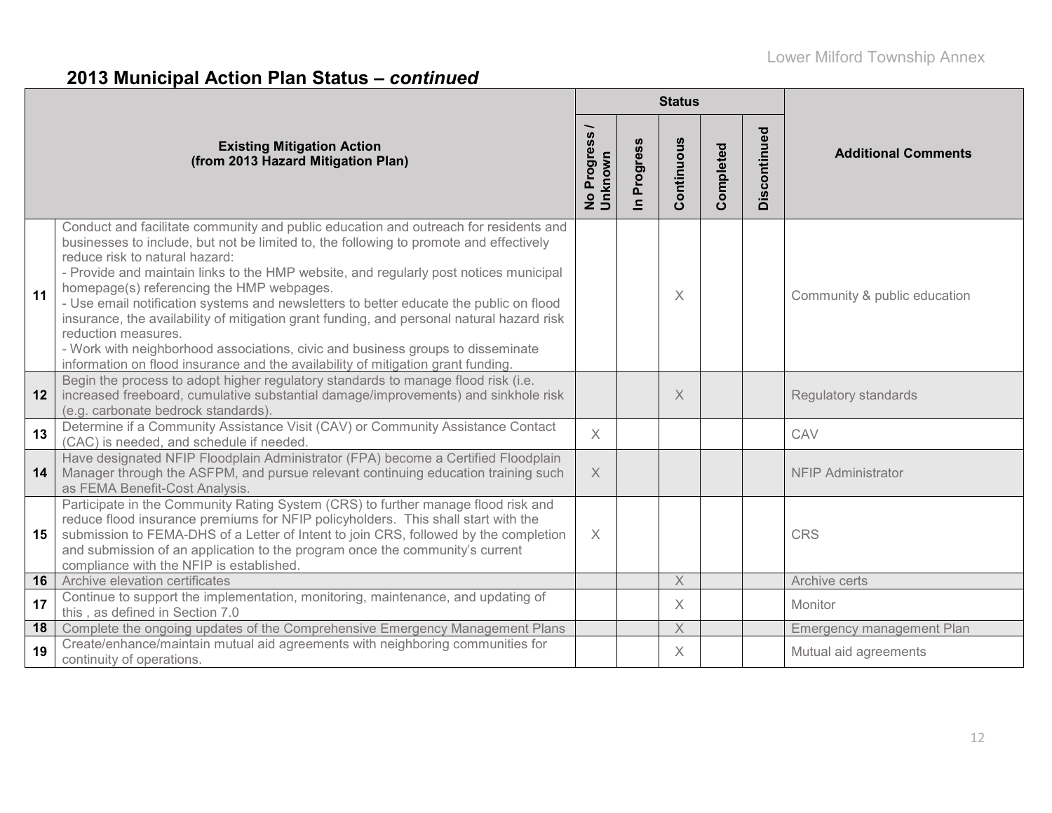## 2013 Municipal Action Plan Status – *continued*

| | Existing Mitigation Action (from 2013 Hazard Mitigation Plan) | Status | | | | | Additional Comments |
|---|---|---|---|---|---|---|---|
| | | No Progress / Unknown | In Progress | Continuous | Completed | Discontinued | |
| 11 | Conduct and facilitate community and public education and outreach for residents and businesses to include, but not be limited to, the following to promote and effectively reduce risk to natural hazard:<br>- Provide and maintain links to the HMP website, and regularly post notices municipal homepage(s) referencing the HMP webpages.<br>- Use email notification systems and newsletters to better educate the public on flood insurance, the availability of mitigation grant funding, and personal natural hazard risk reduction measures.<br>- Work with neighborhood associations, civic and business groups to disseminate information on flood insurance and the availability of mitigation grant funding. | | | X | | | Community & public education |
| 12 | Begin the process to adopt higher regulatory standards to manage flood risk (i.e. increased freeboard, cumulative substantial damage/improvements) and sinkhole risk (e.g. carbonate bedrock standards). | | | X | | | Regulatory standards |
| 13 | Determine if a Community Assistance Visit (CAV) or Community Assistance Contact (CAC) is needed, and schedule if needed. | X | | | | | CAV |
| 14 | Have designated NFIP Floodplain Administrator (FPA) become a Certified Floodplain Manager through the ASFPM, and pursue relevant continuing education training such as FEMA Benefit-Cost Analysis. | X | | | | | NFIP Administrator |
| 15 | Participate in the Community Rating System (CRS) to further manage flood risk and reduce flood insurance premiums for NFIP policyholders. This shall start with the submission to FEMA-DHS of a Letter of Intent to join CRS, followed by the completion and submission of an application to the program once the community's current compliance with the NFIP is established. | X | | | | | CRS |
| 16 | Archive elevation certificates | | | X | | | Archive certs |
| 17 | Continue to support the implementation, monitoring, maintenance, and updating of this , as defined in Section 7.0 | | | X | | | Monitor |
| 18 | Complete the ongoing updates of the Comprehensive Emergency Management Plans | | | X | | | Emergency management Plan |
| 19 | Create/enhance/maintain mutual aid agreements with neighboring communities for continuity of operations. | | | X | | | Mutual aid agreements |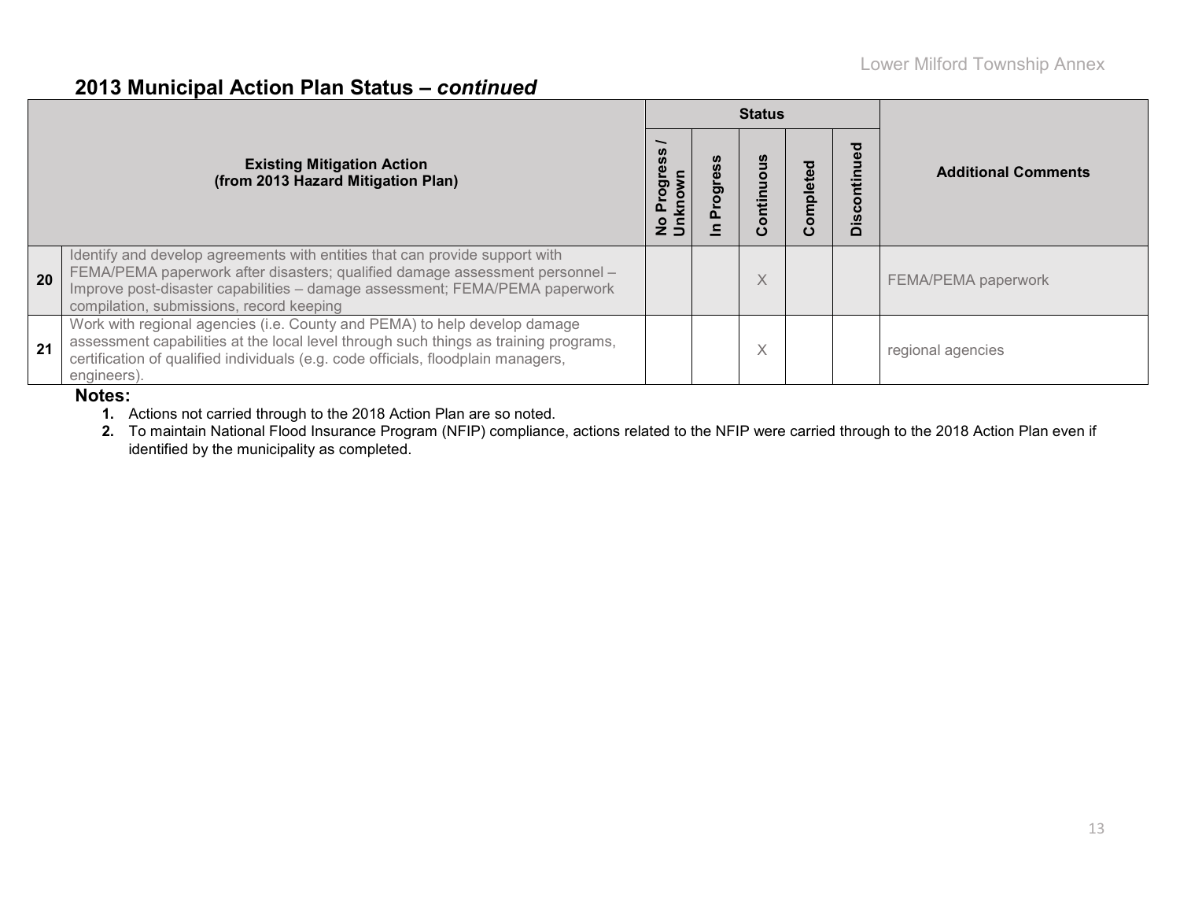## 2013 Municipal Action Plan Status – *continued*

| | Existing Mitigation Action (from 2013 Hazard Mitigation Plan) | Status | | | | | Additional Comments |
|---|---|---|---|---|---|---|---|
| | | No Progress / Unknown | In Progress | Continuous | Completed | Discontinued | |
| 20 | Identify and develop agreements with entities that can provide support with FEMA/PEMA paperwork after disasters; qualified damage assessment personnel – Improve post-disaster capabilities – damage assessment; FEMA/PEMA paperwork compilation, submissions, record keeping | | | X | | | FEMA/PEMA paperwork |
| 21 | Work with regional agencies (i.e. County and PEMA) to help develop damage assessment capabilities at the local level through such things as training programs, certification of qualified individuals (e.g. code officials, floodplain managers, engineers). | | | X | | | regional agencies |

**Notes:**

1. Actions not carried through to the 2018 Action Plan are so noted.
2. To maintain National Flood Insurance Program (NFIP) compliance, actions related to the NFIP were carried through to the 2018 Action Plan even if identified by the municipality as completed.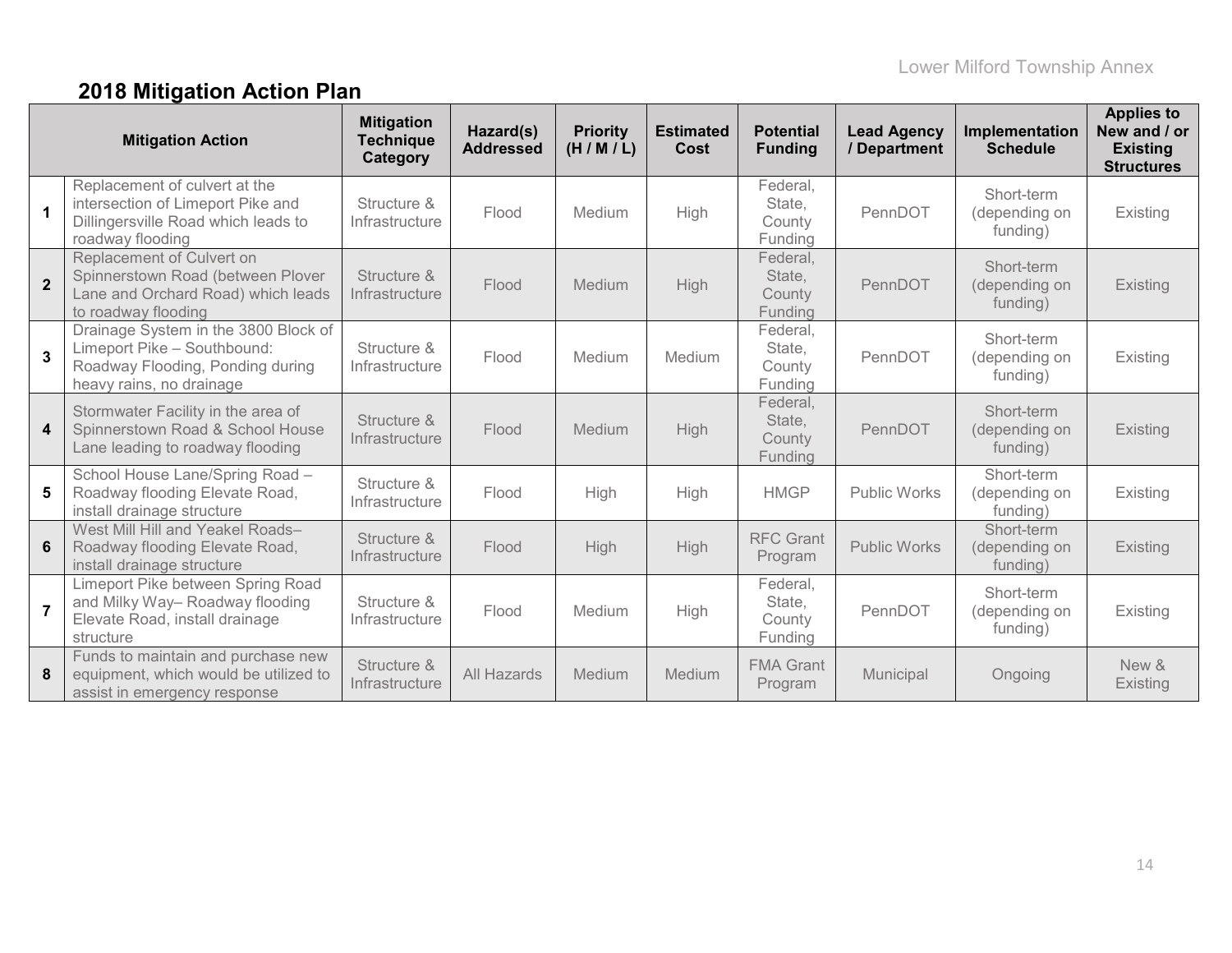## 2018 Mitigation Action Plan

| | Mitigation Action | Mitigation Technique Category | Hazard(s) Addressed | Priority (H / M / L) | Estimated Cost | Potential Funding | Lead Agency / Department | Implementation Schedule | Applies to New and / or Existing Structures |
|---|---|---|---|---|---|---|---|---|---|
| 1 | Replacement of culvert at the intersection of Limeport Pike and Dillingersville Road which leads to roadway flooding | Structure & Infrastructure | Flood | Medium | High | Federal, State, County Funding | PennDOT | Short-term (depending on funding) | Existing |
| 2 | Replacement of Culvert on Spinnerstown Road (between Plover Lane and Orchard Road) which leads to roadway flooding | Structure & Infrastructure | Flood | Medium | High | Federal, State, County Funding | PennDOT | Short-term (depending on funding) | Existing |
| 3 | Drainage System in the 3800 Block of Limeport Pike – Southbound: Roadway Flooding, Ponding during heavy rains, no drainage | Structure & Infrastructure | Flood | Medium | Medium | Federal, State, County Funding | PennDOT | Short-term (depending on funding) | Existing |
| 4 | Stormwater Facility in the area of Spinnerstown Road & School House Lane leading to roadway flooding | Structure & Infrastructure | Flood | Medium | High | Federal, State, County Funding | PennDOT | Short-term (depending on funding) | Existing |
| 5 | School House Lane/Spring Road – Roadway flooding Elevate Road, install drainage structure | Structure & Infrastructure | Flood | High | High | HMGP | Public Works | Short-term (depending on funding) | Existing |
| 6 | West Mill Hill and Yeakel Roads– Roadway flooding Elevate Road, install drainage structure | Structure & Infrastructure | Flood | High | High | RFC Grant Program | Public Works | Short-term (depending on funding) | Existing |
| 7 | Limeport Pike between Spring Road and Milky Way– Roadway flooding Elevate Road, install drainage structure | Structure & Infrastructure | Flood | Medium | High | Federal, State, County Funding | PennDOT | Short-term (depending on funding) | Existing |
| 8 | Funds to maintain and purchase new equipment, which would be utilized to assist in emergency response | Structure & Infrastructure | All Hazards | Medium | Medium | FMA Grant Program | Municipal | Ongoing | New & Existing |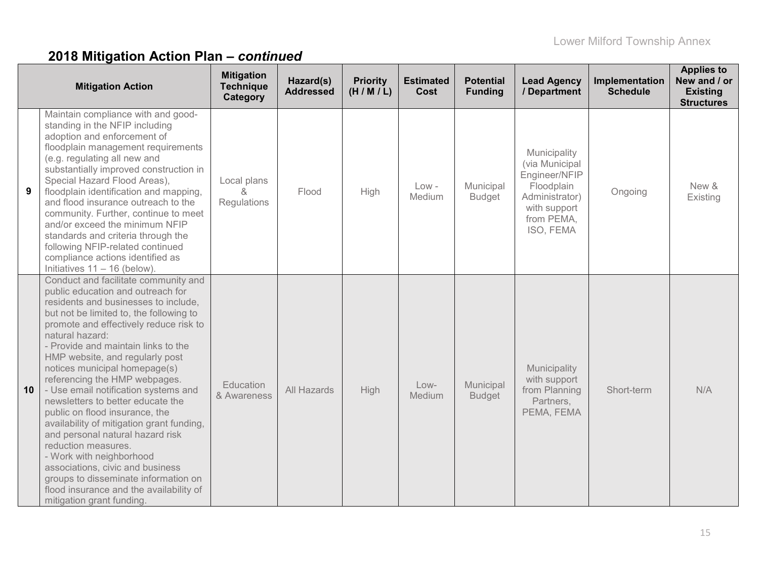## 2018 Mitigation Action Plan – *continued*

| | Mitigation Action | Mitigation Technique Category | Hazard(s) Addressed | Priority (H / M / L) | Estimated Cost | Potential Funding | Lead Agency / Department | Implementation Schedule | Applies to New and / or Existing Structures |
|---|---|---|---|---|---|---|---|---|---|
| 9 | Maintain compliance with and good-standing in the NFIP including adoption and enforcement of floodplain management requirements (e.g. regulating all new and substantially improved construction in Special Hazard Flood Areas), floodplain identification and mapping, and flood insurance outreach to the community. Further, continue to meet and/or exceed the minimum NFIP standards and criteria through the following NFIP-related continued compliance actions identified as Initiatives 11 – 16 (below). | Local plans & Regulations | Flood | High | Low - Medium | Municipal Budget | Municipality (via Municipal Engineer/NFIP Floodplain Administrator) with support from PEMA, ISO, FEMA | Ongoing | New & Existing |
| 10 | Conduct and facilitate community and public education and outreach for residents and businesses to include, but not be limited to, the following to promote and effectively reduce risk to natural hazard:<br>- Provide and maintain links to the HMP website, and regularly post notices municipal homepage(s) referencing the HMP webpages.<br>- Use email notification systems and newsletters to better educate the public on flood insurance, the availability of mitigation grant funding, and personal natural hazard risk reduction measures.<br>- Work with neighborhood associations, civic and business groups to disseminate information on flood insurance and the availability of mitigation grant funding. | Education & Awareness | All Hazards | High | Low-Medium | Municipal Budget | Municipality with support from Planning Partners, PEMA, FEMA | Short-term | N/A |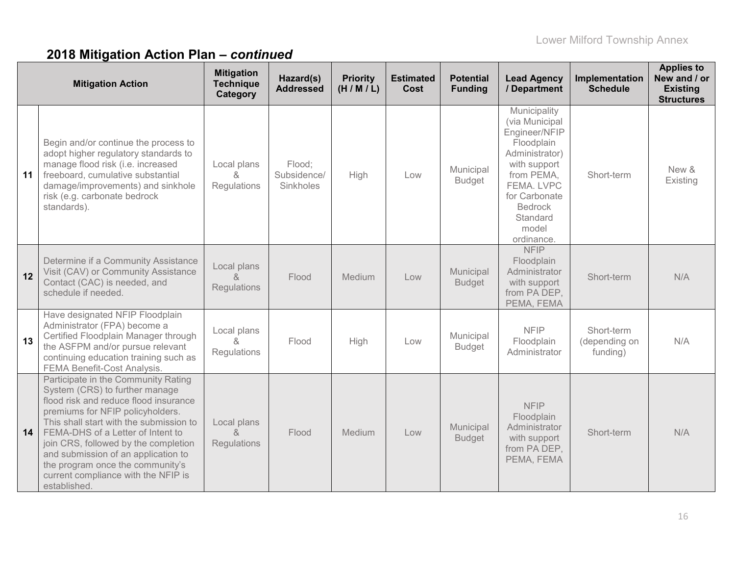## 2018 Mitigation Action Plan – *continued*

| | Mitigation Action | Mitigation Technique Category | Hazard(s) Addressed | Priority (H / M / L) | Estimated Cost | Potential Funding | Lead Agency / Department | Implementation Schedule | Applies to New and / or Existing Structures |
|---|---|---|---|---|---|---|---|---|---|
| 11 | Begin and/or continue the process to adopt higher regulatory standards to manage flood risk (i.e. increased freeboard, cumulative substantial damage/improvements) and sinkhole risk (e.g. carbonate bedrock standards). | Local plans & Regulations | Flood; Subsidence/ Sinkholes | High | Low | Municipal Budget | Municipality (via Municipal Engineer/NFIP Floodplain Administrator) with support from PEMA, FEMA. LVPC for Carbonate Bedrock Standard model ordinance. | Short-term | New & Existing |
| 12 | Determine if a Community Assistance Visit (CAV) or Community Assistance Contact (CAC) is needed, and schedule if needed. | Local plans & Regulations | Flood | Medium | Low | Municipal Budget | NFIP Floodplain Administrator with support from PA DEP, PEMA, FEMA | Short-term | N/A |
| 13 | Have designated NFIP Floodplain Administrator (FPA) become a Certified Floodplain Manager through the ASFPM and/or pursue relevant continuing education training such as FEMA Benefit-Cost Analysis. | Local plans & Regulations | Flood | High | Low | Municipal Budget | NFIP Floodplain Administrator | Short-term (depending on funding) | N/A |
| 14 | Participate in the Community Rating System (CRS) to further manage flood risk and reduce flood insurance premiums for NFIP policyholders. This shall start with the submission to FEMA-DHS of a Letter of Intent to join CRS, followed by the completion and submission of an application to the program once the community's current compliance with the NFIP is established. | Local plans & Regulations | Flood | Medium | Low | Municipal Budget | NFIP Floodplain Administrator with support from PA DEP, PEMA, FEMA | Short-term | N/A |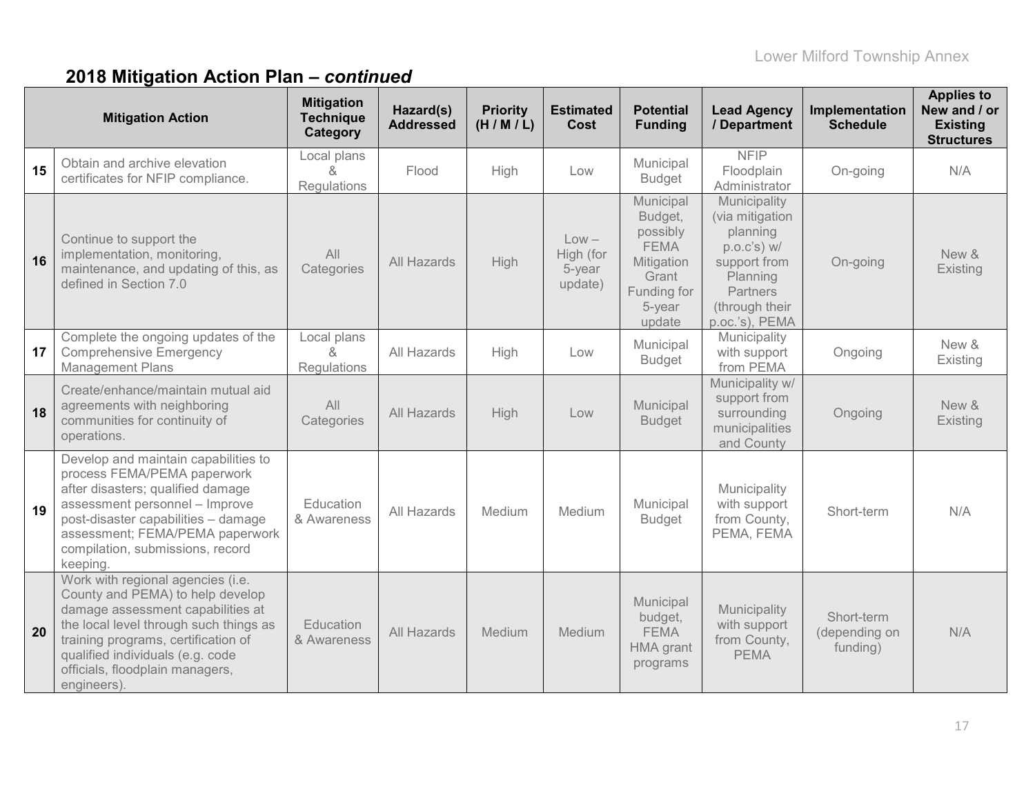## 2018 Mitigation Action Plan – *continued*

| | Mitigation Action | Mitigation Technique Category | Hazard(s) Addressed | Priority (H / M / L) | Estimated Cost | Potential Funding | Lead Agency / Department | Implementation Schedule | Applies to New and / or Existing Structures |
|---|---|---|---|---|---|---|---|---|---|
| 15 | Obtain and archive elevation certificates for NFIP compliance. | Local plans & Regulations | Flood | High | Low | Municipal Budget | NFIP Floodplain Administrator | On-going | N/A |
| 16 | Continue to support the implementation, monitoring, maintenance, and updating of this, as defined in Section 7.0 | All Categories | All Hazards | High | Low – High (for 5-year update) | Municipal Budget, possibly FEMA Mitigation Grant Funding for 5-year update | Municipality (via mitigation planning p.o.c's) w/ support from Planning Partners (through their p.oc.'s), PEMA | On-going | New & Existing |
| 17 | Complete the ongoing updates of the Comprehensive Emergency Management Plans | Local plans & Regulations | All Hazards | High | Low | Municipal Budget | Municipality with support from PEMA | Ongoing | New & Existing |
| 18 | Create/enhance/maintain mutual aid agreements with neighboring communities for continuity of operations. | All Categories | All Hazards | High | Low | Municipal Budget | Municipality w/ support from surrounding municipalities and County | Ongoing | New & Existing |
| 19 | Develop and maintain capabilities to process FEMA/PEMA paperwork after disasters; qualified damage assessment personnel – Improve post-disaster capabilities – damage assessment; FEMA/PEMA paperwork compilation, submissions, record keeping. | Education & Awareness | All Hazards | Medium | Medium | Municipal Budget | Municipality with support from County, PEMA, FEMA | Short-term | N/A |
| 20 | Work with regional agencies (i.e. County and PEMA) to help develop damage assessment capabilities at the local level through such things as training programs, certification of qualified individuals (e.g. code officials, floodplain managers, engineers). | Education & Awareness | All Hazards | Medium | Medium | Municipal budget, FEMA HMA grant programs | Municipality with support from County, PEMA | Short-term (depending on funding) | N/A |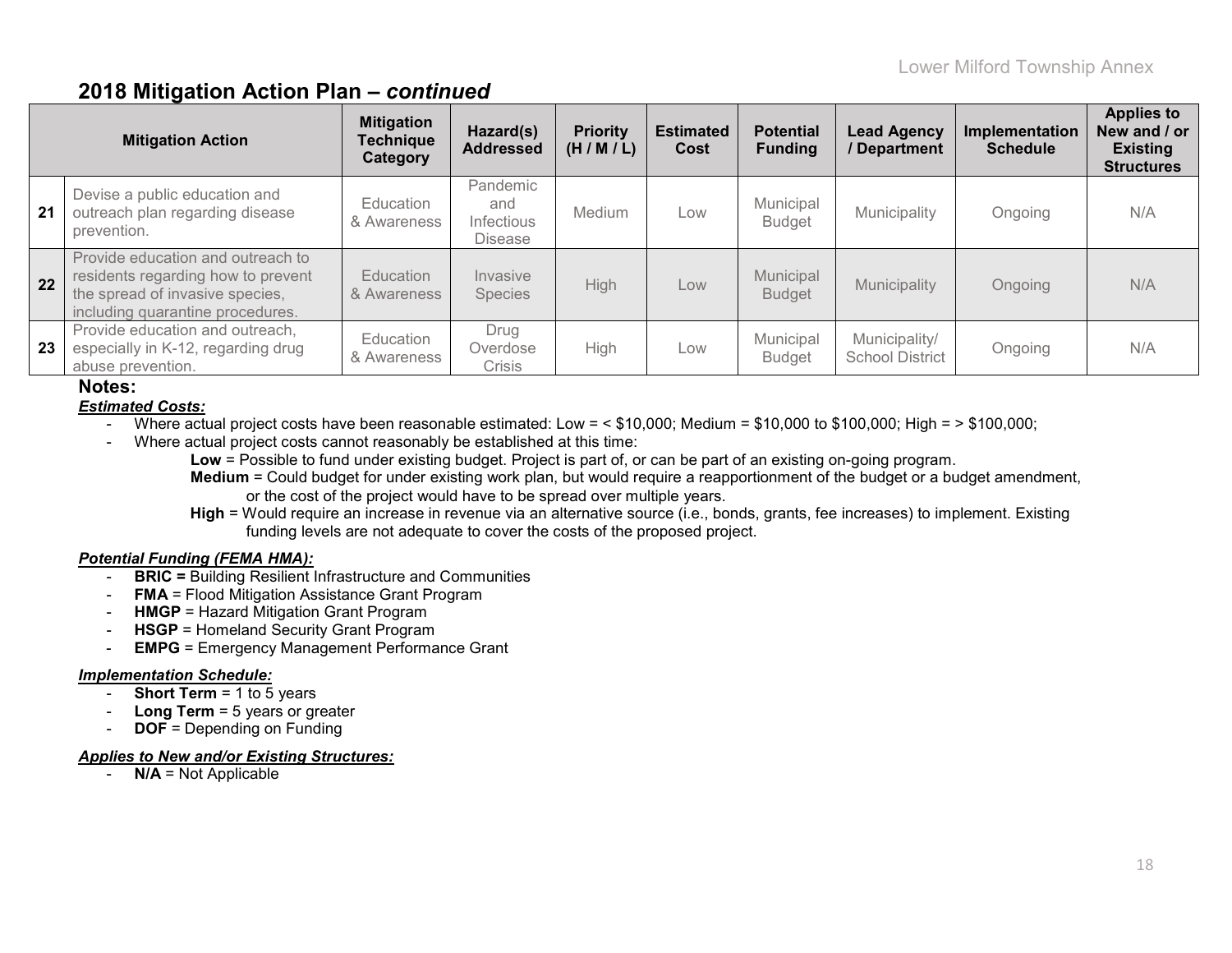## 2018 Mitigation Action Plan – *continued*

| | Mitigation Action | Mitigation Technique Category | Hazard(s) Addressed | Priority (H / M / L) | Estimated Cost | Potential Funding | Lead Agency / Department | Implementation Schedule | Applies to New and / or Existing Structures |
|---|---|---|---|---|---|---|---|---|---|
| 21 | Devise a public education and outreach plan regarding disease prevention. | Education & Awareness | Pandemic and Infectious Disease | Medium | Low | Municipal Budget | Municipality | Ongoing | N/A |
| 22 | Provide education and outreach to residents regarding how to prevent the spread of invasive species, including quarantine procedures. | Education & Awareness | Invasive Species | High | Low | Municipal Budget | Municipality | Ongoing | N/A |
| 23 | Provide education and outreach, especially in K-12, regarding drug abuse prevention. | Education & Awareness | Drug Overdose Crisis | High | Low | Municipal Budget | Municipality/ School District | Ongoing | N/A |

**Notes:**

***Estimated Costs:***

- Where actual project costs have been reasonable estimated: Low = < $10,000; Medium = $10,000 to $100,000; High = > $100,000;
- Where actual project costs cannot reasonably be established at this time:
  - **Low** = Possible to fund under existing budget. Project is part of, or can be part of an existing on-going program.
  - **Medium** = Could budget for under existing work plan, but would require a reapportionment of the budget or a budget amendment, or the cost of the project would have to be spread over multiple years.
  - **High** = Would require an increase in revenue via an alternative source (i.e., bonds, grants, fee increases) to implement. Existing funding levels are not adequate to cover the costs of the proposed project.

***Potential Funding (FEMA HMA):***

- **BRIC =** Building Resilient Infrastructure and Communities
- **FMA** = Flood Mitigation Assistance Grant Program
- **HMGP** = Hazard Mitigation Grant Program
- **HSGP** = Homeland Security Grant Program
- **EMPG** = Emergency Management Performance Grant

***Implementation Schedule:***

- **Short Term** = 1 to 5 years
- **Long Term** = 5 years or greater
- **DOF** = Depending on Funding

***Applies to New and/or Existing Structures:***

- **N/A** = Not Applicable